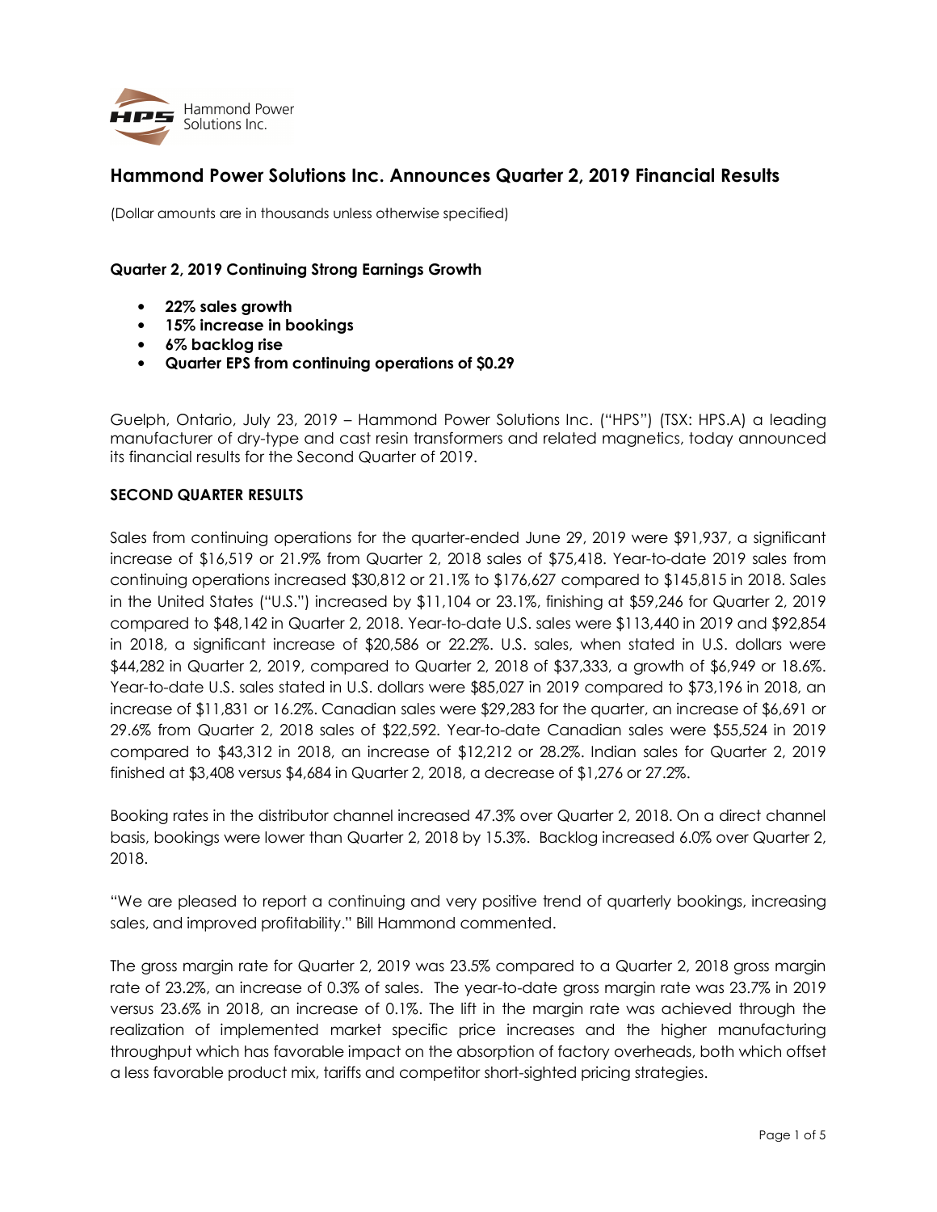# Hammond Power Solutions Inc. Announces Quarter 2, 2019 Financial Results

(Dollar amounts are in thousands unless otherwise specified)

**Quarter 2, 2019 Continuing Strong Earnings Growth**

- **22% sales growth**
- **15% increase in bookings**
- **6% backlog rise**
- **Quarter EPS from continuing operations of $0.29**

Guelph, Ontario, July 23, 2019 – Hammond Power Solutions Inc. ("HPS") (TSX: HPS.A) a leading manufacturer of dry-type and cast resin transformers and related magnetics, today announced its financial results for the Second Quarter of 2019.

**SECOND QUARTER RESULTS**

Sales from continuing operations for the quarter-ended June 29, 2019 were $91,937, a significant increase of $16,519 or 21.9% from Quarter 2, 2018 sales of $75,418. Year-to-date 2019 sales from continuing operations increased $30,812 or 21.1% to $176,627 compared to $145,815 in 2018. Sales in the United States ("U.S.") increased by $11,104 or 23.1%, finishing at $59,246 for Quarter 2, 2019 compared to $48,142 in Quarter 2, 2018. Year-to-date U.S. sales were $113,440 in 2019 and $92,854 in 2018, a significant increase of $20,586 or 22.2%. U.S. sales, when stated in U.S. dollars were $44,282 in Quarter 2, 2019, compared to Quarter 2, 2018 of $37,333, a growth of $6,949 or 18.6%. Year-to-date U.S. sales stated in U.S. dollars were $85,027 in 2019 compared to $73,196 in 2018, an increase of $11,831 or 16.2%. Canadian sales were $29,283 for the quarter, an increase of $6,691 or 29.6% from Quarter 2, 2018 sales of $22,592. Year-to-date Canadian sales were $55,524 in 2019 compared to $43,312 in 2018, an increase of $12,212 or 28.2%. Indian sales for Quarter 2, 2019 finished at $3,408 versus $4,684 in Quarter 2, 2018, a decrease of $1,276 or 27.2%.

Booking rates in the distributor channel increased 47.3% over Quarter 2, 2018. On a direct channel basis, bookings were lower than Quarter 2, 2018 by 15.3%. Backlog increased 6.0% over Quarter 2, 2018.

"We are pleased to report a continuing and very positive trend of quarterly bookings, increasing sales, and improved profitability." Bill Hammond commented.

The gross margin rate for Quarter 2, 2019 was 23.5% compared to a Quarter 2, 2018 gross margin rate of 23.2%, an increase of 0.3% of sales. The year-to-date gross margin rate was 23.7% in 2019 versus 23.6% in 2018, an increase of 0.1%. The lift in the margin rate was achieved through the realization of implemented market specific price increases and the higher manufacturing throughput which has favorable impact on the absorption of factory overheads, both which offset a less favorable product mix, tariffs and competitor short-sighted pricing strategies.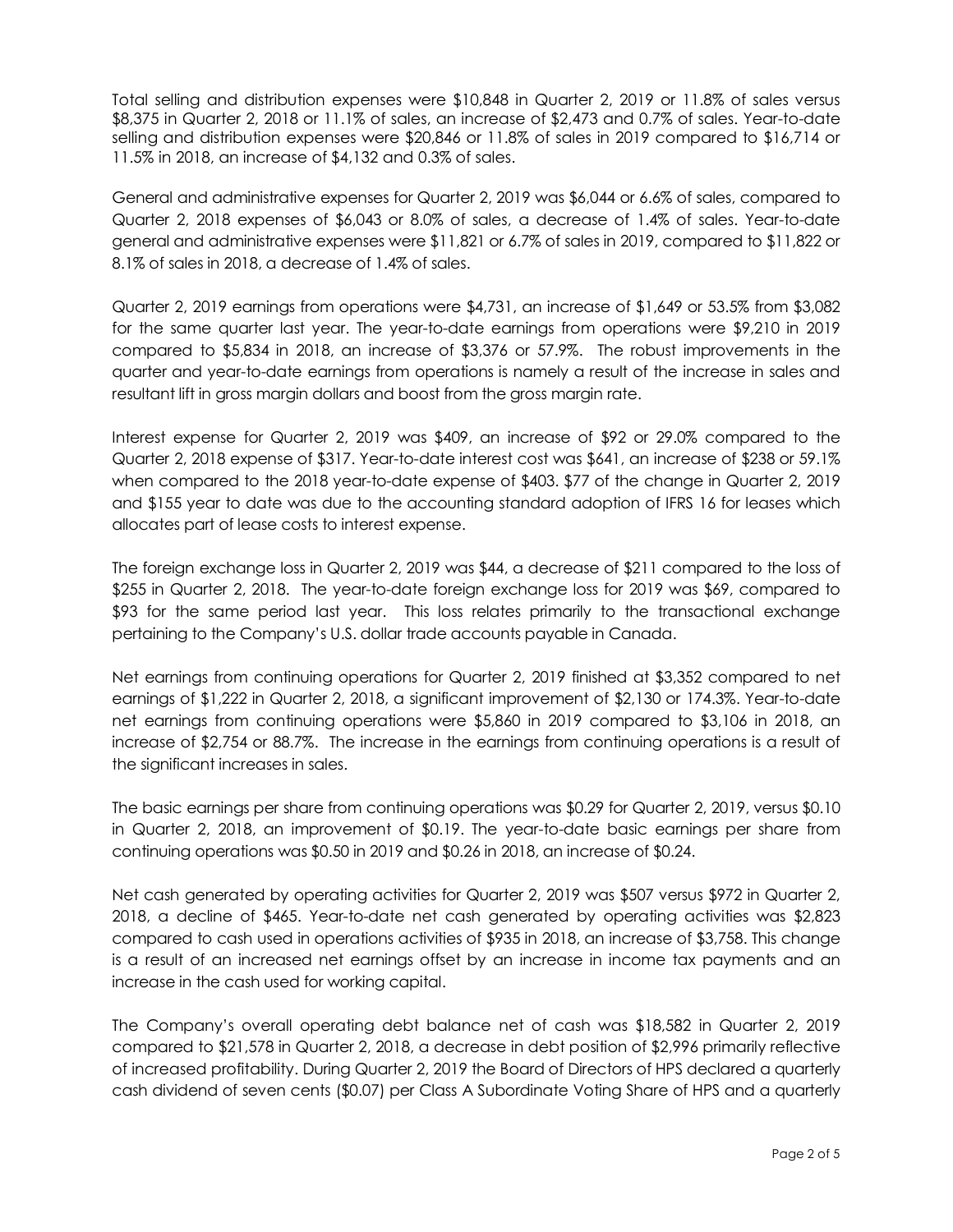Total selling and distribution expenses were $10,848 in Quarter 2, 2019 or 11.8% of sales versus $8,375 in Quarter 2, 2018 or 11.1% of sales, an increase of $2,473 and 0.7% of sales. Year-to-date selling and distribution expenses were $20,846 or 11.8% of sales in 2019 compared to $16,714 or 11.5% in 2018, an increase of $4,132 and 0.3% of sales.

General and administrative expenses for Quarter 2, 2019 was $6,044 or 6.6% of sales, compared to Quarter 2, 2018 expenses of $6,043 or 8.0% of sales, a decrease of 1.4% of sales. Year-to-date general and administrative expenses were $11,821 or 6.7% of sales in 2019, compared to $11,822 or 8.1% of sales in 2018, a decrease of 1.4% of sales.

Quarter 2, 2019 earnings from operations were $4,731, an increase of $1,649 or 53.5% from $3,082 for the same quarter last year. The year-to-date earnings from operations were $9,210 in 2019 compared to $5,834 in 2018, an increase of $3,376 or 57.9%. The robust improvements in the quarter and year-to-date earnings from operations is namely a result of the increase in sales and resultant lift in gross margin dollars and boost from the gross margin rate.

Interest expense for Quarter 2, 2019 was $409, an increase of $92 or 29.0% compared to the Quarter 2, 2018 expense of $317. Year-to-date interest cost was $641, an increase of $238 or 59.1% when compared to the 2018 year-to-date expense of $403. $77 of the change in Quarter 2, 2019 and $155 year to date was due to the accounting standard adoption of IFRS 16 for leases which allocates part of lease costs to interest expense.

The foreign exchange loss in Quarter 2, 2019 was $44, a decrease of $211 compared to the loss of $255 in Quarter 2, 2018. The year-to-date foreign exchange loss for 2019 was $69, compared to $93 for the same period last year. This loss relates primarily to the transactional exchange pertaining to the Company's U.S. dollar trade accounts payable in Canada.

Net earnings from continuing operations for Quarter 2, 2019 finished at $3,352 compared to net earnings of $1,222 in Quarter 2, 2018, a significant improvement of $2,130 or 174.3%. Year-to-date net earnings from continuing operations were $5,860 in 2019 compared to $3,106 in 2018, an increase of $2,754 or 88.7%. The increase in the earnings from continuing operations is a result of the significant increases in sales.

The basic earnings per share from continuing operations was $0.29 for Quarter 2, 2019, versus $0.10 in Quarter 2, 2018, an improvement of $0.19. The year-to-date basic earnings per share from continuing operations was $0.50 in 2019 and $0.26 in 2018, an increase of $0.24.

Net cash generated by operating activities for Quarter 2, 2019 was $507 versus $972 in Quarter 2, 2018, a decline of $465. Year-to-date net cash generated by operating activities was $2,823 compared to cash used in operations activities of $935 in 2018, an increase of $3,758. This change is a result of an increased net earnings offset by an increase in income tax payments and an increase in the cash used for working capital.

The Company's overall operating debt balance net of cash was $18,582 in Quarter 2, 2019 compared to $21,578 in Quarter 2, 2018, a decrease in debt position of $2,996 primarily reflective of increased profitability. During Quarter 2, 2019 the Board of Directors of HPS declared a quarterly cash dividend of seven cents ($0.07) per Class A Subordinate Voting Share of HPS and a quarterly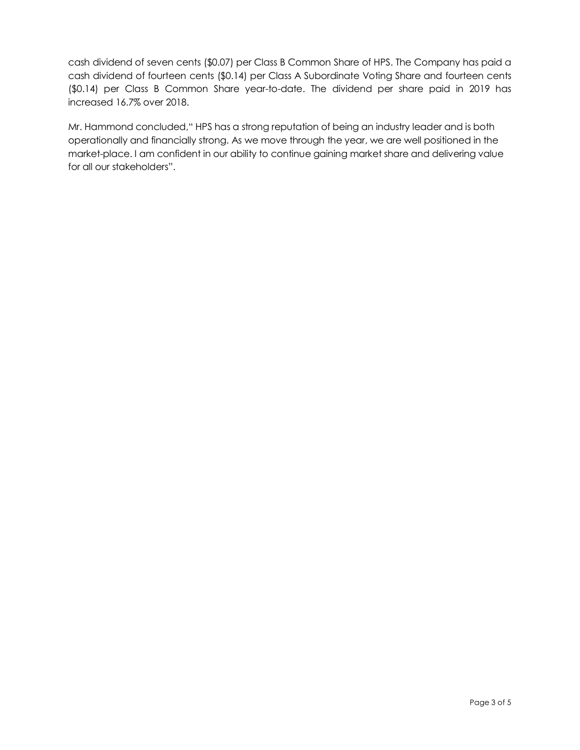cash dividend of seven cents ($0.07) per Class B Common Share of HPS. The Company has paid a cash dividend of fourteen cents ($0.14) per Class A Subordinate Voting Share and fourteen cents ($0.14) per Class B Common Share year-to-date. The dividend per share paid in 2019 has increased 16.7% over 2018.

Mr. Hammond concluded," HPS has a strong reputation of being an industry leader and is both operationally and financially strong. As we move through the year, we are well positioned in the market-place. I am confident in our ability to continue gaining market share and delivering value for all our stakeholders".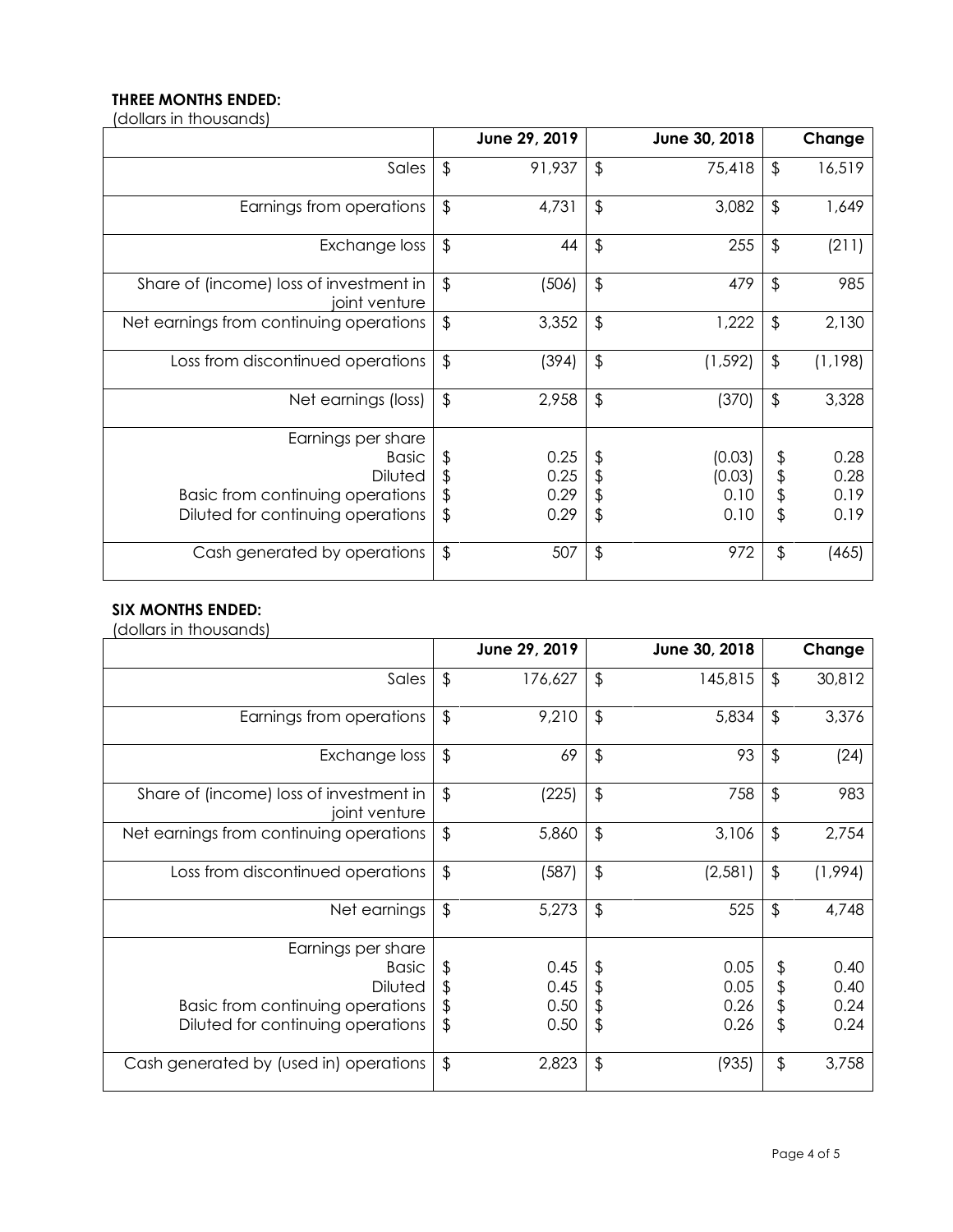**THREE MONTHS ENDED:**
(dollars in thousands)

| | June 29, 2019 | June 30, 2018 | Change |
|---|---|---|---|
| Sales | $ 91,937 | $ 75,418 | $ 16,519 |
| Earnings from operations | $ 4,731 | $ 3,082 | $ 1,649 |
| Exchange loss | $ 44 | $ 255 | $ (211) |
| Share of (income) loss of investment in joint venture | $ (506) | $ 479 | $ 985 |
| Net earnings from continuing operations | $ 3,352 | $ 1,222 | $ 2,130 |
| Loss from discontinued operations | $ (394) | $ (1,592) | $ (1,198) |
| Net earnings (loss) | $ 2,958 | $ (370) | $ 3,328 |
| Earnings per share | | | |
| Basic | $ 0.25 | $ (0.03) | $ 0.28 |
| Diluted | $ 0.25 | $ (0.03) | $ 0.28 |
| Basic from continuing operations | $ 0.29 | $ 0.10 | $ 0.19 |
| Diluted for continuing operations | $ 0.29 | $ 0.10 | $ 0.19 |
| Cash generated by operations | $ 507 | $ 972 | $ (465) |

**SIX MONTHS ENDED:**
(dollars in thousands)

| | June 29, 2019 | June 30, 2018 | Change |
|---|---|---|---|
| Sales | $ 176,627 | $ 145,815 | $ 30,812 |
| Earnings from operations | $ 9,210 | $ 5,834 | $ 3,376 |
| Exchange loss | $ 69 | $ 93 | $ (24) |
| Share of (income) loss of investment in joint venture | $ (225) | $ 758 | $ 983 |
| Net earnings from continuing operations | $ 5,860 | $ 3,106 | $ 2,754 |
| Loss from discontinued operations | $ (587) | $ (2,581) | $ (1,994) |
| Net earnings | $ 5,273 | $ 525 | $ 4,748 |
| Earnings per share | | | |
| Basic | $ 0.45 | $ 0.05 | $ 0.40 |
| Diluted | $ 0.45 | $ 0.05 | $ 0.40 |
| Basic from continuing operations | $ 0.50 | $ 0.26 | $ 0.24 |
| Diluted for continuing operations | $ 0.50 | $ 0.26 | $ 0.24 |
| Cash generated by (used in) operations | $ 2,823 | $ (935) | $ 3,758 |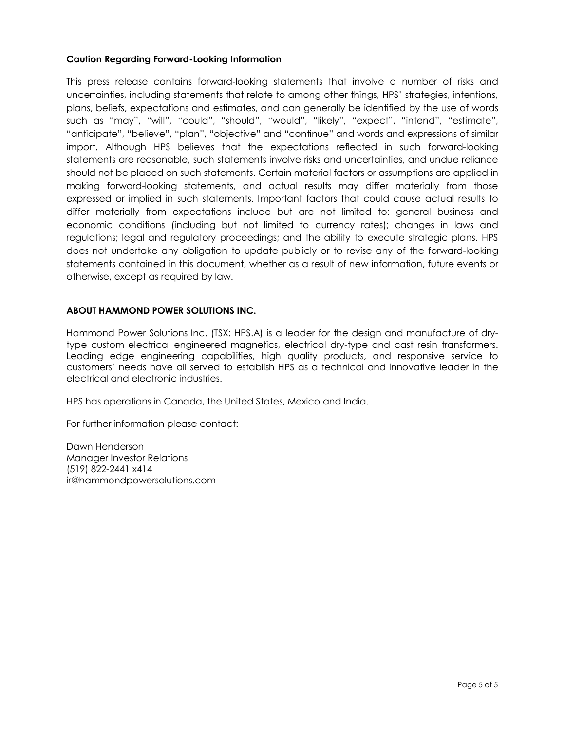**Caution Regarding Forward-Looking Information**

This press release contains forward-looking statements that involve a number of risks and uncertainties, including statements that relate to among other things, HPS' strategies, intentions, plans, beliefs, expectations and estimates, and can generally be identified by the use of words such as "may", "will", "could", "should", "would", "likely", "expect", "intend", "estimate", "anticipate", "believe", "plan", "objective" and "continue" and words and expressions of similar import. Although HPS believes that the expectations reflected in such forward-looking statements are reasonable, such statements involve risks and uncertainties, and undue reliance should not be placed on such statements. Certain material factors or assumptions are applied in making forward-looking statements, and actual results may differ materially from those expressed or implied in such statements. Important factors that could cause actual results to differ materially from expectations include but are not limited to: general business and economic conditions (including but not limited to currency rates); changes in laws and regulations; legal and regulatory proceedings; and the ability to execute strategic plans. HPS does not undertake any obligation to update publicly or to revise any of the forward-looking statements contained in this document, whether as a result of new information, future events or otherwise, except as required by law.

**ABOUT HAMMOND POWER SOLUTIONS INC.**

Hammond Power Solutions Inc. (TSX: HPS.A) is a leader for the design and manufacture of dry-type custom electrical engineered magnetics, electrical dry-type and cast resin transformers. Leading edge engineering capabilities, high quality products, and responsive service to customers' needs have all served to establish HPS as a technical and innovative leader in the electrical and electronic industries.

HPS has operations in Canada, the United States, Mexico and India.

For further information please contact:

Dawn Henderson
Manager Investor Relations
(519) 822-2441 x414
ir@hammondpowersolutions.com